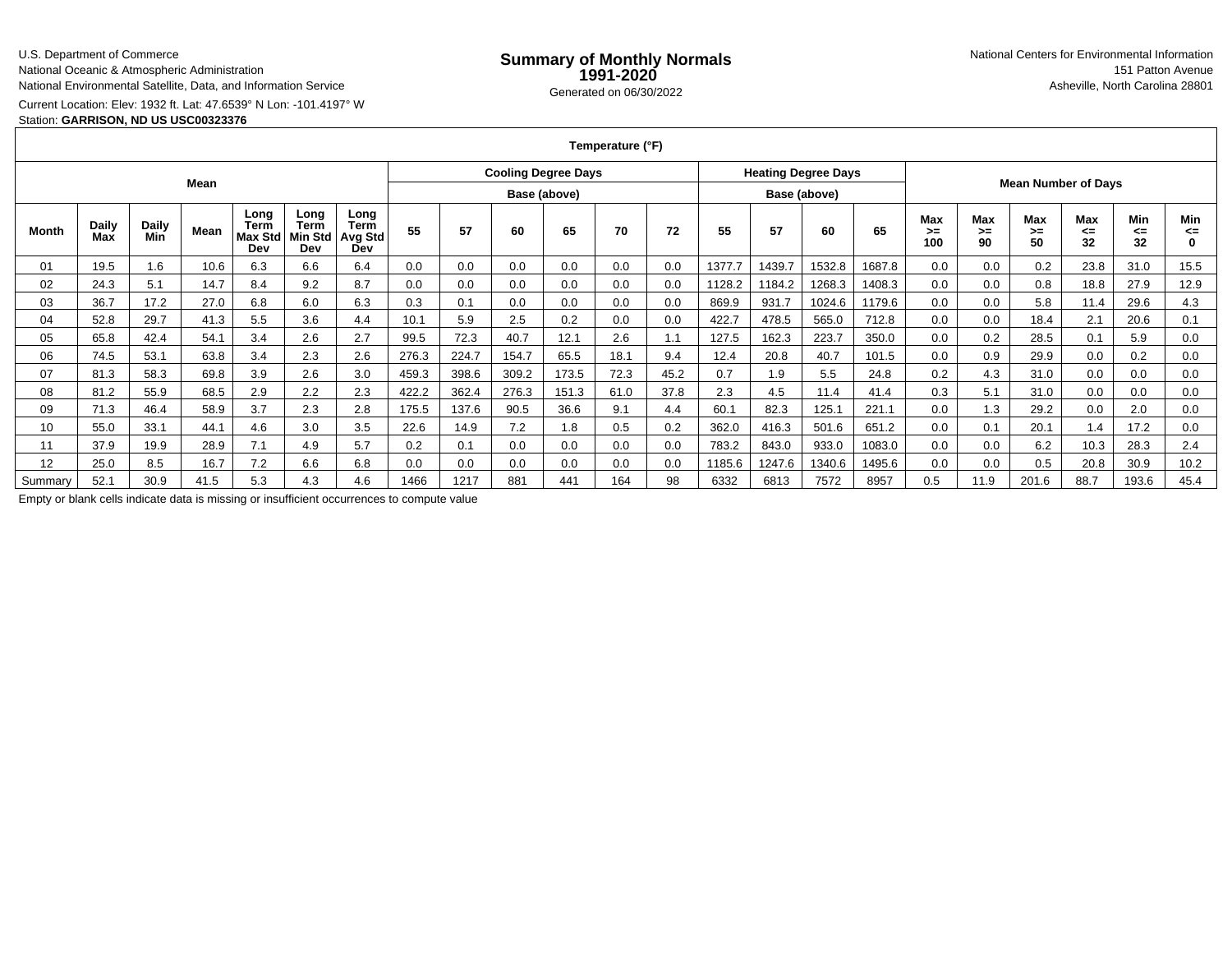U.S. Department of Commerce
National Oceanic & Atmospheric Administration
National Environmental Satellite, Data, and Information Service

# Summary of Monthly Normals 1991-2020

Generated on 06/30/2022

National Centers for Environmental Information
151 Patton Avenue
Asheville, North Carolina 28801

Current Location: Elev: 1932 ft. Lat: 47.6539° N Lon: -101.4197° W
Station: **GARRISON, ND US USC00323376**

| Temperature (°F) | | | | | | | | | | | | | | | | | | | | | | | |
|---|---|---|---|---|---|---|---|---|---|---|---|---|---|---|---|---|---|---|---|---|---|---|---|
| Mean | | | | | | | Cooling Degree Days | | | | | | Heating Degree Days | | | | Mean Number of Days | | | | | | |
| | | | | | | | Base (above) | | | | | | Base (above) | | | | | | | | | | |
| Month | Daily Max | Daily Min | Mean | Long Term Max Std Dev | Long Term Min Std Dev | Long Term Avg Std Dev | 55 | 57 | 60 | 65 | 70 | 72 | 55 | 57 | 60 | 65 | Max >= 100 | Max >= 90 | Max >= 50 | Max <= 32 | Min <= 32 | Min <= 0 |
| 01 | 19.5 | 1.6 | 10.6 | 6.3 | 6.6 | 6.4 | 0.0 | 0.0 | 0.0 | 0.0 | 0.0 | 0.0 | 1377.7 | 1439.7 | 1532.8 | 1687.8 | 0.0 | 0.0 | 0.2 | 23.8 | 31.0 | 15.5 |
| 02 | 24.3 | 5.1 | 14.7 | 8.4 | 9.2 | 8.7 | 0.0 | 0.0 | 0.0 | 0.0 | 0.0 | 0.0 | 1128.2 | 1184.2 | 1268.3 | 1408.3 | 0.0 | 0.0 | 0.8 | 18.8 | 27.9 | 12.9 |
| 03 | 36.7 | 17.2 | 27.0 | 6.8 | 6.0 | 6.3 | 0.3 | 0.1 | 0.0 | 0.0 | 0.0 | 0.0 | 869.9 | 931.7 | 1024.6 | 1179.6 | 0.0 | 0.0 | 5.8 | 11.4 | 29.6 | 4.3 |
| 04 | 52.8 | 29.7 | 41.3 | 5.5 | 3.6 | 4.4 | 10.1 | 5.9 | 2.5 | 0.2 | 0.0 | 0.0 | 422.7 | 478.5 | 565.0 | 712.8 | 0.0 | 0.0 | 18.4 | 2.1 | 20.6 | 0.1 |
| 05 | 65.8 | 42.4 | 54.1 | 3.4 | 2.6 | 2.7 | 99.5 | 72.3 | 40.7 | 12.1 | 2.6 | 1.1 | 127.5 | 162.3 | 223.7 | 350.0 | 0.0 | 0.2 | 28.5 | 0.1 | 5.9 | 0.0 |
| 06 | 74.5 | 53.1 | 63.8 | 3.4 | 2.3 | 2.6 | 276.3 | 224.7 | 154.7 | 65.5 | 18.1 | 9.4 | 12.4 | 20.8 | 40.7 | 101.5 | 0.0 | 0.9 | 29.9 | 0.0 | 0.2 | 0.0 |
| 07 | 81.3 | 58.3 | 69.8 | 3.9 | 2.6 | 3.0 | 459.3 | 398.6 | 309.2 | 173.5 | 72.3 | 45.2 | 0.7 | 1.9 | 5.5 | 24.8 | 0.2 | 4.3 | 31.0 | 0.0 | 0.0 | 0.0 |
| 08 | 81.2 | 55.9 | 68.5 | 2.9 | 2.2 | 2.3 | 422.2 | 362.4 | 276.3 | 151.3 | 61.0 | 37.8 | 2.3 | 4.5 | 11.4 | 41.4 | 0.3 | 5.1 | 31.0 | 0.0 | 0.0 | 0.0 |
| 09 | 71.3 | 46.4 | 58.9 | 3.7 | 2.3 | 2.8 | 175.5 | 137.6 | 90.5 | 36.6 | 9.1 | 4.4 | 60.1 | 82.3 | 125.1 | 221.1 | 0.0 | 1.3 | 29.2 | 0.0 | 2.0 | 0.0 |
| 10 | 55.0 | 33.1 | 44.1 | 4.6 | 3.0 | 3.5 | 22.6 | 14.9 | 7.2 | 1.8 | 0.5 | 0.2 | 362.0 | 416.3 | 501.6 | 651.2 | 0.0 | 0.1 | 20.1 | 1.4 | 17.2 | 0.0 |
| 11 | 37.9 | 19.9 | 28.9 | 7.1 | 4.9 | 5.7 | 0.2 | 0.1 | 0.0 | 0.0 | 0.0 | 0.0 | 783.2 | 843.0 | 933.0 | 1083.0 | 0.0 | 0.0 | 6.2 | 10.3 | 28.3 | 2.4 |
| 12 | 25.0 | 8.5 | 16.7 | 7.2 | 6.6 | 6.8 | 0.0 | 0.0 | 0.0 | 0.0 | 0.0 | 0.0 | 1185.6 | 1247.6 | 1340.6 | 1495.6 | 0.0 | 0.0 | 0.5 | 20.8 | 30.9 | 10.2 |
| Summary | 52.1 | 30.9 | 41.5 | 5.3 | 4.3 | 4.6 | 1466 | 1217 | 881 | 441 | 164 | 98 | 6332 | 6813 | 7572 | 8957 | 0.5 | 11.9 | 201.6 | 88.7 | 193.6 | 45.4 |

Empty or blank cells indicate data is missing or insufficient occurrences to compute value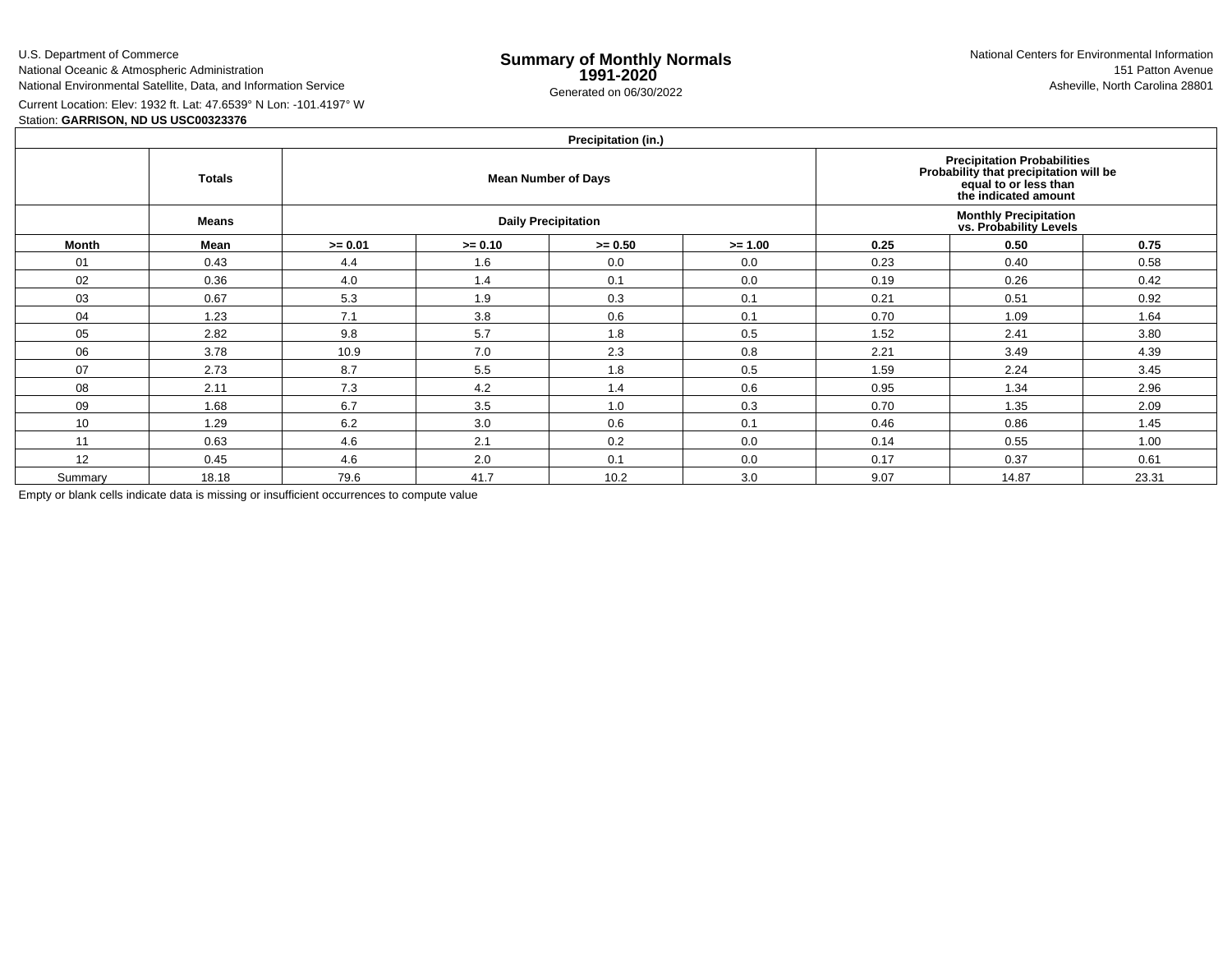U.S. Department of Commerce
National Oceanic & Atmospheric Administration
National Environmental Satellite, Data, and Information Service

# Summary of Monthly Normals 1991-2020

Generated on 06/30/2022

National Centers for Environmental Information
151 Patton Avenue
Asheville, North Carolina 28801

Current Location: Elev: 1932 ft. Lat: 47.6539° N Lon: -101.4197° W
Station: **GARRISON, ND US USC00323376**

| Precipitation (in.) | | | | | | | | |
|---|---|---|---|---|---|---|---|---|
| | **Totals** | **Mean Number of Days** | | | | **Precipitation Probabilities Probability that precipitation will be equal to or less than the indicated amount** | | |
| | **Means** | **Daily Precipitation** | | | | **Monthly Precipitation vs. Probability Levels** | | |
| **Month** | **Mean** | **>= 0.01** | **>= 0.10** | **>= 0.50** | **>= 1.00** | **0.25** | **0.50** | **0.75** |
| 01 | 0.43 | 4.4 | 1.6 | 0.0 | 0.0 | 0.23 | 0.40 | 0.58 |
| 02 | 0.36 | 4.0 | 1.4 | 0.1 | 0.0 | 0.19 | 0.26 | 0.42 |
| 03 | 0.67 | 5.3 | 1.9 | 0.3 | 0.1 | 0.21 | 0.51 | 0.92 |
| 04 | 1.23 | 7.1 | 3.8 | 0.6 | 0.1 | 0.70 | 1.09 | 1.64 |
| 05 | 2.82 | 9.8 | 5.7 | 1.8 | 0.5 | 1.52 | 2.41 | 3.80 |
| 06 | 3.78 | 10.9 | 7.0 | 2.3 | 0.8 | 2.21 | 3.49 | 4.39 |
| 07 | 2.73 | 8.7 | 5.5 | 1.8 | 0.5 | 1.59 | 2.24 | 3.45 |
| 08 | 2.11 | 7.3 | 4.2 | 1.4 | 0.6 | 0.95 | 1.34 | 2.96 |
| 09 | 1.68 | 6.7 | 3.5 | 1.0 | 0.3 | 0.70 | 1.35 | 2.09 |
| 10 | 1.29 | 6.2 | 3.0 | 0.6 | 0.1 | 0.46 | 0.86 | 1.45 |
| 11 | 0.63 | 4.6 | 2.1 | 0.2 | 0.0 | 0.14 | 0.55 | 1.00 |
| 12 | 0.45 | 4.6 | 2.0 | 0.1 | 0.0 | 0.17 | 0.37 | 0.61 |
| Summary | 18.18 | 79.6 | 41.7 | 10.2 | 3.0 | 9.07 | 14.87 | 23.31 |

Empty or blank cells indicate data is missing or insufficient occurrences to compute value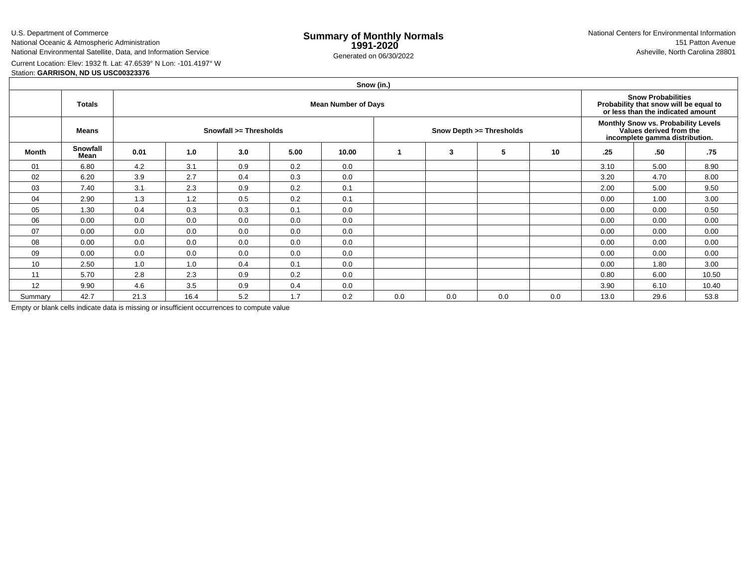U.S. Department of Commerce
National Oceanic & Atmospheric Administration
National Environmental Satellite, Data, and Information Service

# Summary of Monthly Normals 1991-2020

Generated on 06/30/2022

National Centers for Environmental Information
151 Patton Avenue
Asheville, North Carolina 28801

Current Location: Elev: 1932 ft. Lat: 47.6539° N Lon: -101.4197° W
Station: **GARRISON, ND US USC00323376**

| Snow (in.) | | | | | | | | | | | | | |
|---|---|---|---|---|---|---|---|---|---|---|---|---|---|
| | **Totals** | **Mean Number of Days** | | | | | | | | | **Snow Probabilities Probability that snow will be equal to or less than the indicated amount** | | |
| | **Means** | **Snowfall >= Thresholds** | | | | | **Snow Depth >= Thresholds** | | | | **Monthly Snow vs. Probability Levels Values derived from the incomplete gamma distribution.** | | |
| **Month** | **Snowfall Mean** | **0.01** | **1.0** | **3.0** | **5.00** | **10.00** | **1** | **3** | **5** | **10** | **.25** | **.50** | **.75** |
| 01 | 6.80 | 4.2 | 3.1 | 0.9 | 0.2 | 0.0 | | | | | 3.10 | 5.00 | 8.90 |
| 02 | 6.20 | 3.9 | 2.7 | 0.4 | 0.3 | 0.0 | | | | | 3.20 | 4.70 | 8.00 |
| 03 | 7.40 | 3.1 | 2.3 | 0.9 | 0.2 | 0.1 | | | | | 2.00 | 5.00 | 9.50 |
| 04 | 2.90 | 1.3 | 1.2 | 0.5 | 0.2 | 0.1 | | | | | 0.00 | 1.00 | 3.00 |
| 05 | 1.30 | 0.4 | 0.3 | 0.3 | 0.1 | 0.0 | | | | | 0.00 | 0.00 | 0.50 |
| 06 | 0.00 | 0.0 | 0.0 | 0.0 | 0.0 | 0.0 | | | | | 0.00 | 0.00 | 0.00 |
| 07 | 0.00 | 0.0 | 0.0 | 0.0 | 0.0 | 0.0 | | | | | 0.00 | 0.00 | 0.00 |
| 08 | 0.00 | 0.0 | 0.0 | 0.0 | 0.0 | 0.0 | | | | | 0.00 | 0.00 | 0.00 |
| 09 | 0.00 | 0.0 | 0.0 | 0.0 | 0.0 | 0.0 | | | | | 0.00 | 0.00 | 0.00 |
| 10 | 2.50 | 1.0 | 1.0 | 0.4 | 0.1 | 0.0 | | | | | 0.00 | 1.80 | 3.00 |
| 11 | 5.70 | 2.8 | 2.3 | 0.9 | 0.2 | 0.0 | | | | | 0.80 | 6.00 | 10.50 |
| 12 | 9.90 | 4.6 | 3.5 | 0.9 | 0.4 | 0.0 | | | | | 3.90 | 6.10 | 10.40 |
| Summary | 42.7 | 21.3 | 16.4 | 5.2 | 1.7 | 0.2 | 0.0 | 0.0 | 0.0 | 0.0 | 13.0 | 29.6 | 53.8 |

Empty or blank cells indicate data is missing or insufficient occurrences to compute value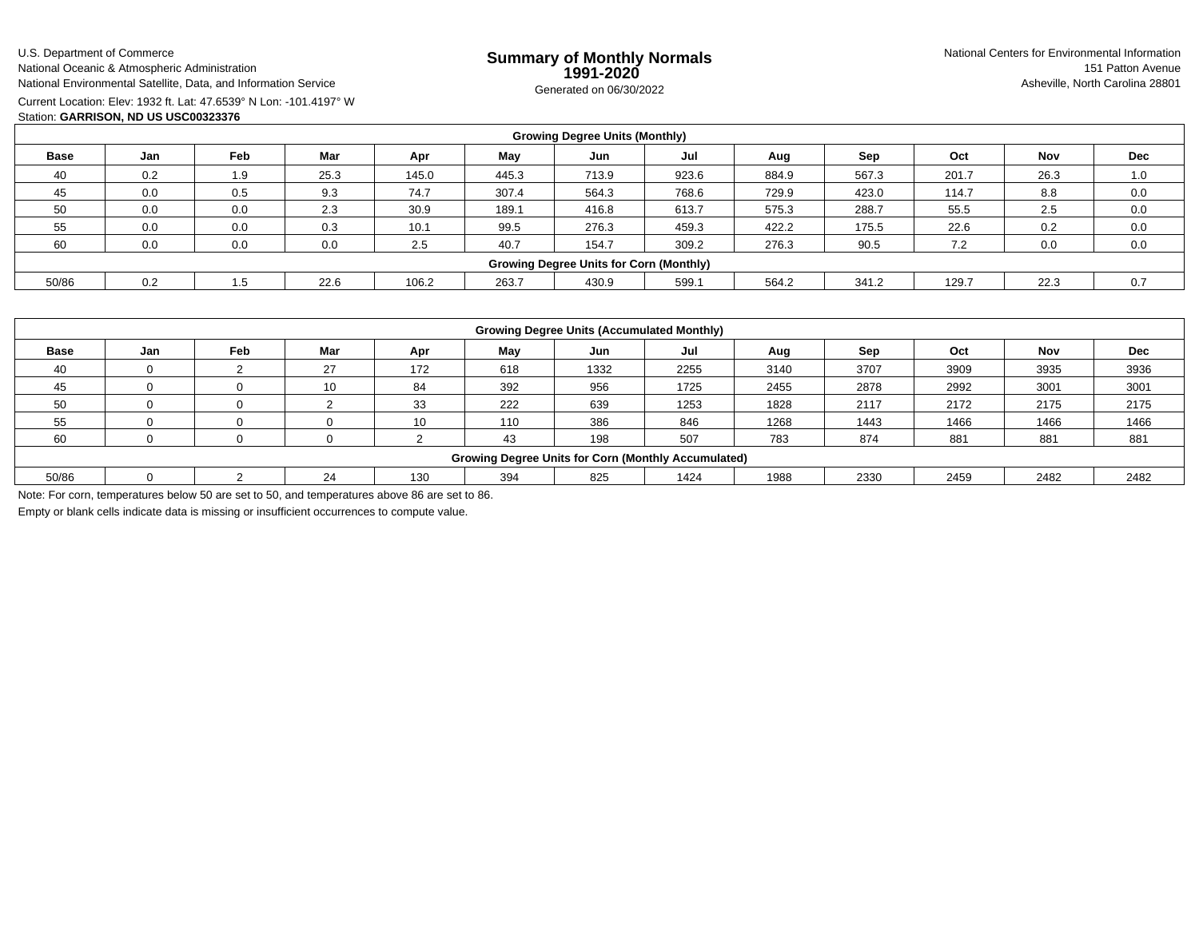U.S. Department of Commerce
National Oceanic & Atmospheric Administration
National Environmental Satellite, Data, and Information Service

# Summary of Monthly Normals 1991-2020

Generated on 06/30/2022

National Centers for Environmental Information
151 Patton Avenue
Asheville, North Carolina 28801

Current Location: Elev: 1932 ft. Lat: 47.6539° N Lon: -101.4197° W
Station: **GARRISON, ND US USC00323376**

| Growing Degree Units (Monthly) | | | | | | | | | | | | |
|---|---|---|---|---|---|---|---|---|---|---|---|---|
| **Base** | **Jan** | **Feb** | **Mar** | **Apr** | **May** | **Jun** | **Jul** | **Aug** | **Sep** | **Oct** | **Nov** | **Dec** |
| 40 | 0.2 | 1.9 | 25.3 | 145.0 | 445.3 | 713.9 | 923.6 | 884.9 | 567.3 | 201.7 | 26.3 | 1.0 |
| 45 | 0.0 | 0.5 | 9.3 | 74.7 | 307.4 | 564.3 | 768.6 | 729.9 | 423.0 | 114.7 | 8.8 | 0.0 |
| 50 | 0.0 | 0.0 | 2.3 | 30.9 | 189.1 | 416.8 | 613.7 | 575.3 | 288.7 | 55.5 | 2.5 | 0.0 |
| 55 | 0.0 | 0.0 | 0.3 | 10.1 | 99.5 | 276.3 | 459.3 | 422.2 | 175.5 | 22.6 | 0.2 | 0.0 |
| 60 | 0.0 | 0.0 | 0.0 | 2.5 | 40.7 | 154.7 | 309.2 | 276.3 | 90.5 | 7.2 | 0.0 | 0.0 |
| **Growing Degree Units for Corn (Monthly)** | | | | | | | | | | | | |
| 50/86 | 0.2 | 1.5 | 22.6 | 106.2 | 263.7 | 430.9 | 599.1 | 564.2 | 341.2 | 129.7 | 22.3 | 0.7 |

| Growing Degree Units (Accumulated Monthly) | | | | | | | | | | | | |
|---|---|---|---|---|---|---|---|---|---|---|---|---|
| **Base** | **Jan** | **Feb** | **Mar** | **Apr** | **May** | **Jun** | **Jul** | **Aug** | **Sep** | **Oct** | **Nov** | **Dec** |
| 40 | 0 | 2 | 27 | 172 | 618 | 1332 | 2255 | 3140 | 3707 | 3909 | 3935 | 3936 |
| 45 | 0 | 0 | 10 | 84 | 392 | 956 | 1725 | 2455 | 2878 | 2992 | 3001 | 3001 |
| 50 | 0 | 0 | 2 | 33 | 222 | 639 | 1253 | 1828 | 2117 | 2172 | 2175 | 2175 |
| 55 | 0 | 0 | 0 | 10 | 110 | 386 | 846 | 1268 | 1443 | 1466 | 1466 | 1466 |
| 60 | 0 | 0 | 0 | 2 | 43 | 198 | 507 | 783 | 874 | 881 | 881 | 881 |
| **Growing Degree Units for Corn (Monthly Accumulated)** | | | | | | | | | | | | |
| 50/86 | 0 | 2 | 24 | 130 | 394 | 825 | 1424 | 1988 | 2330 | 2459 | 2482 | 2482 |

Note: For corn, temperatures below 50 are set to 50, and temperatures above 86 are set to 86.

Empty or blank cells indicate data is missing or insufficient occurrences to compute value.